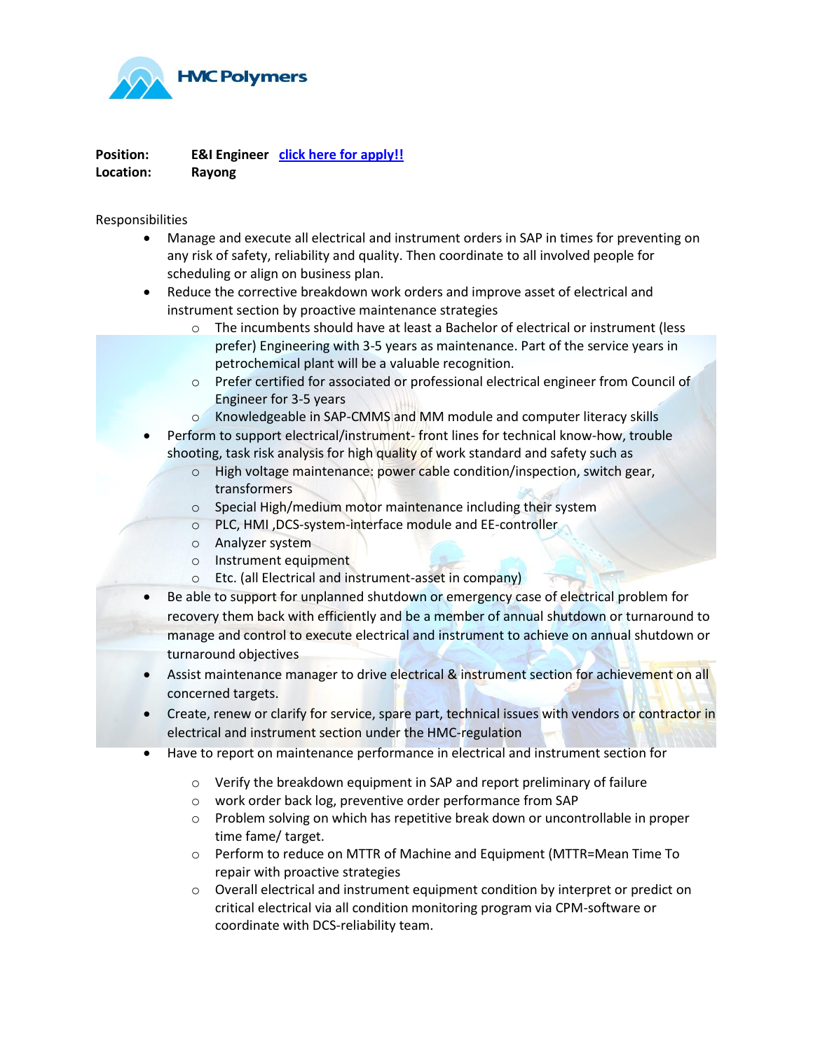HMC Polymers

**Position:** E&I Engineer [click here for apply!!]
**Location:** Rayong

Responsibilities

- Manage and execute all electrical and instrument orders in SAP in times for preventing on any risk of safety, reliability and quality. Then coordinate to all involved people for scheduling or align on business plan.
- Reduce the corrective breakdown work orders and improve asset of electrical and instrument section by proactive maintenance strategies
  - The incumbents should have at least a Bachelor of electrical or instrument (less prefer) Engineering with 3-5 years as maintenance. Part of the service years in petrochemical plant will be a valuable recognition.
  - Prefer certified for associated or professional electrical engineer from Council of Engineer for 3-5 years
  - Knowledgeable in SAP-CMMS and MM module and computer literacy skills
- Perform to support electrical/instrument- front lines for technical know-how, trouble shooting, task risk analysis for high quality of work standard and safety such as
  - High voltage maintenance: power cable condition/inspection, switch gear, transformers
  - Special High/medium motor maintenance including their system
  - PLC, HMI ,DCS-system-interface module and EE-controller
  - Analyzer system
  - Instrument equipment
  - Etc. (all Electrical and instrument-asset in company)
- Be able to support for unplanned shutdown or emergency case of electrical problem for recovery them back with efficiently and be a member of annual shutdown or turnaround to manage and control to execute electrical and instrument to achieve on annual shutdown or turnaround objectives
- Assist maintenance manager to drive electrical & instrument section for achievement on all concerned targets.
- Create, renew or clarify for service, spare part, technical issues with vendors or contractor in electrical and instrument section under the HMC-regulation
- Have to report on maintenance performance in electrical and instrument section for
  - Verify the breakdown equipment in SAP and report preliminary of failure
  - work order back log, preventive order performance from SAP
  - Problem solving on which has repetitive break down or uncontrollable in proper time fame/ target.
  - Perform to reduce on MTTR of Machine and Equipment (MTTR=Mean Time To repair with proactive strategies
  - Overall electrical and instrument equipment condition by interpret or predict on critical electrical via all condition monitoring program via CPM-software or coordinate with DCS-reliability team.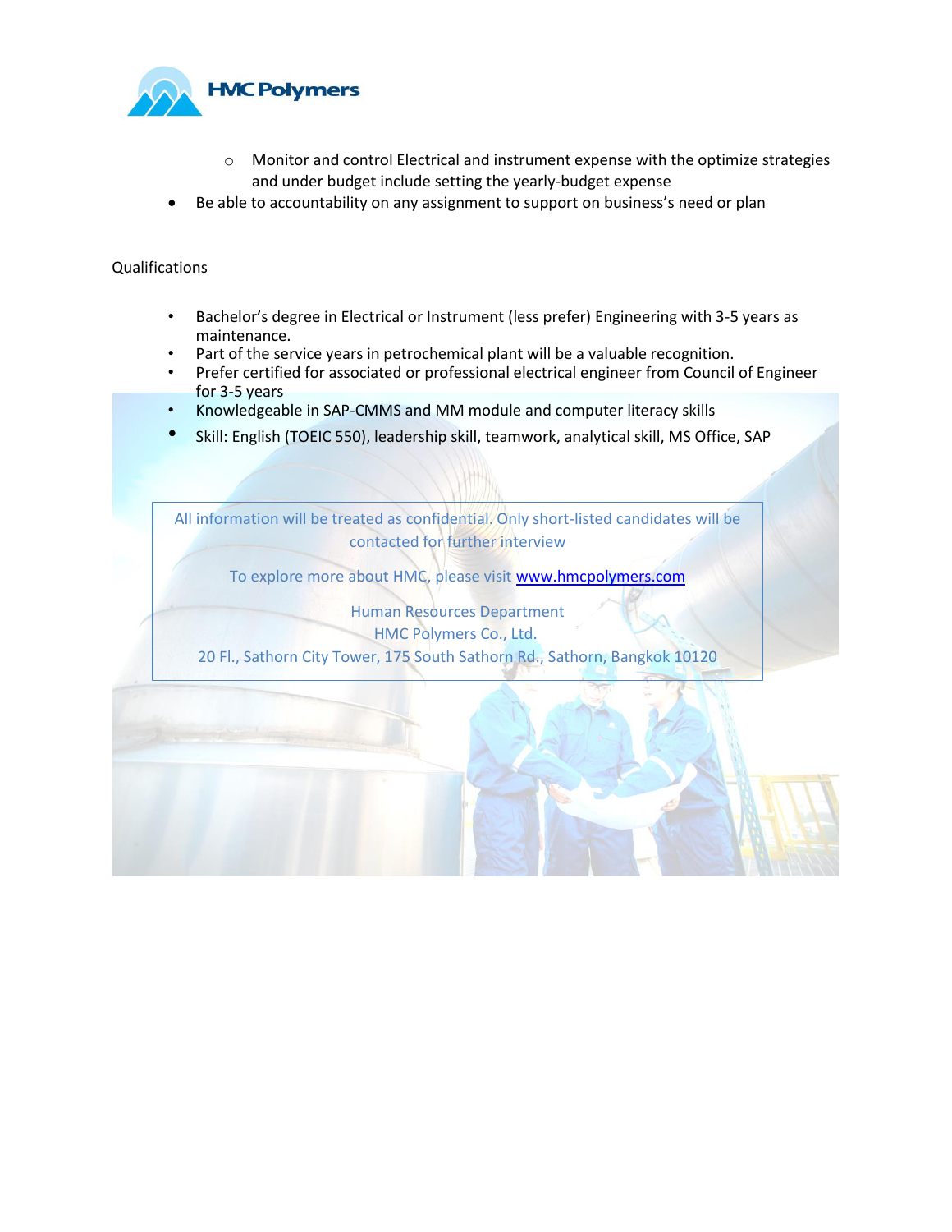- Monitor and control Electrical and instrument expense with the optimize strategies and under budget include setting the yearly-budget expense
- Be able to accountability on any assignment to support on business's need or plan

Qualifications

- Bachelor's degree in Electrical or Instrument (less prefer) Engineering with 3-5 years as maintenance.
- Part of the service years in petrochemical plant will be a valuable recognition.
- Prefer certified for associated or professional electrical engineer from Council of Engineer for 3-5 years
- Knowledgeable in SAP-CMMS and MM module and computer literacy skills
- Skill: English (TOEIC 550), leadership skill, teamwork, analytical skill, MS Office, SAP

All information will be treated as confidential. Only short-listed candidates will be contacted for further interview

To explore more about HMC, please visit www.hmcpolymers.com

Human Resources Department
HMC Polymers Co., Ltd.
20 Fl., Sathorn City Tower, 175 South Sathorn Rd., Sathorn, Bangkok 10120